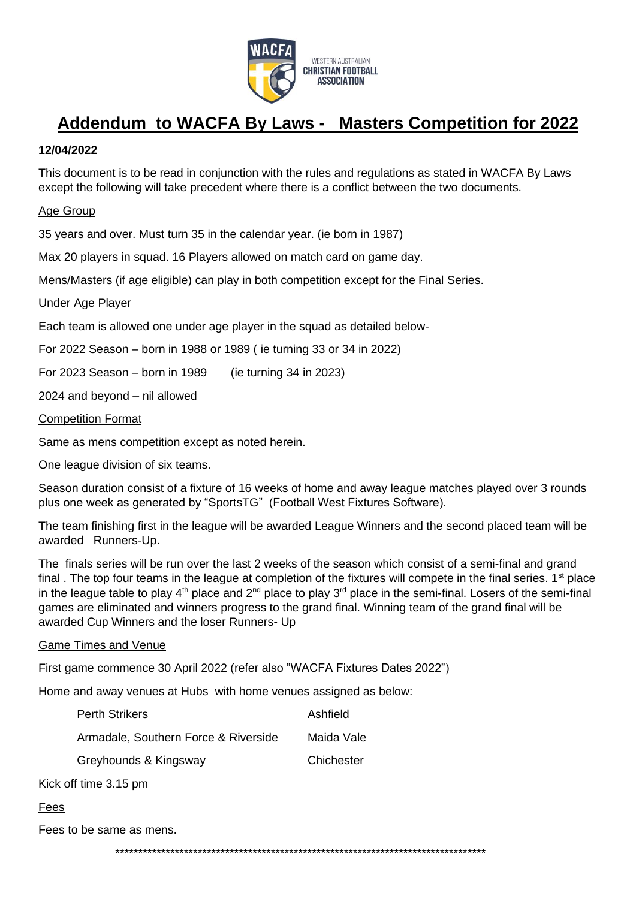WESTERN AUSTRALIAN CHRISTIAN FOOTBALL ASSOCIATION

# Addendum to WACFA By Laws - Masters Competition for 2022

**12/04/2022**

This document is to be read in conjunction with the rules and regulations as stated in WACFA By Laws except the following will take precedent where there is a conflict between the two documents.

## Age Group

35 years and over. Must turn 35 in the calendar year. (ie born in 1987)

Max 20 players in squad. 16 Players allowed on match card on game day.

Mens/Masters (if age eligible) can play in both competition except for the Final Series.

## Under Age Player

Each team is allowed one under age player in the squad as detailed below-

For 2022 Season – born in 1988 or 1989 ( ie turning 33 or 34 in 2022)

For 2023 Season – born in 1989 (ie turning 34 in 2023)

2024 and beyond – nil allowed

## Competition Format

Same as mens competition except as noted herein.

One league division of six teams.

Season duration consist of a fixture of 16 weeks of home and away league matches played over 3 rounds plus one week as generated by "SportsTG" (Football West Fixtures Software).

The team finishing first in the league will be awarded League Winners and the second placed team will be awarded Runners-Up.

The finals series will be run over the last 2 weeks of the season which consist of a semi-final and grand final . The top four teams in the league at completion of the fixtures will compete in the final series. 1st place in the league table to play 4th place and 2nd place to play 3rd place in the semi-final. Losers of the semi-final games are eliminated and winners progress to the grand final. Winning team of the grand final will be awarded Cup Winners and the loser Runners- Up

## Game Times and Venue

First game commence 30 April 2022 (refer also "WACFA Fixtures Dates 2022")

Home and away venues at Hubs with home venues assigned as below:

| | |
|---|---|
| Perth Strikers | Ashfield |
| Armadale, Southern Force & Riverside | Maida Vale |
| Greyhounds & Kingsway | Chichester |

Kick off time 3.15 pm

## Fees

Fees to be same as mens.

***********************************************************************************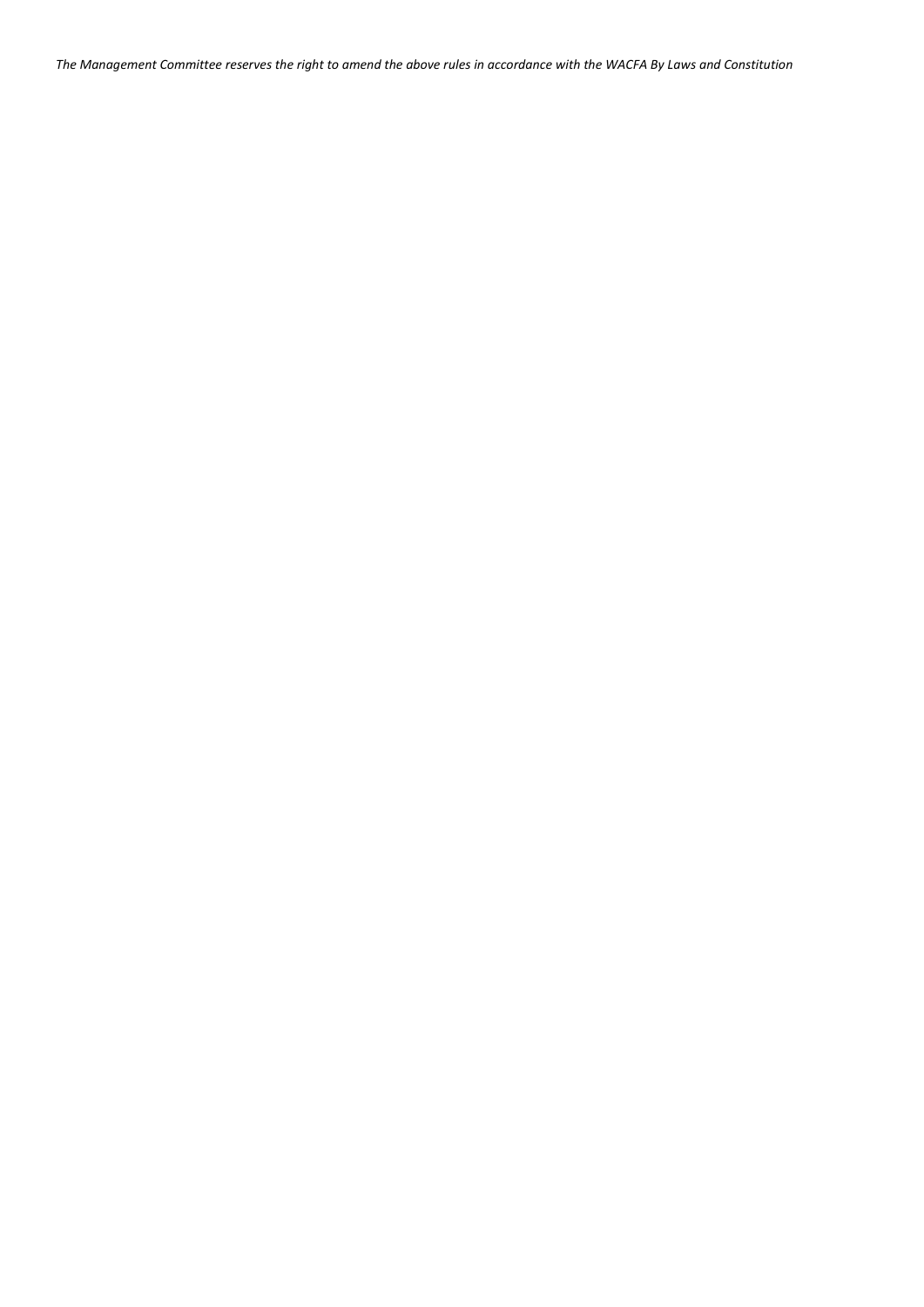*The Management Committee reserves the right to amend the above rules in accordance with the WACFA By Laws and Constitution*